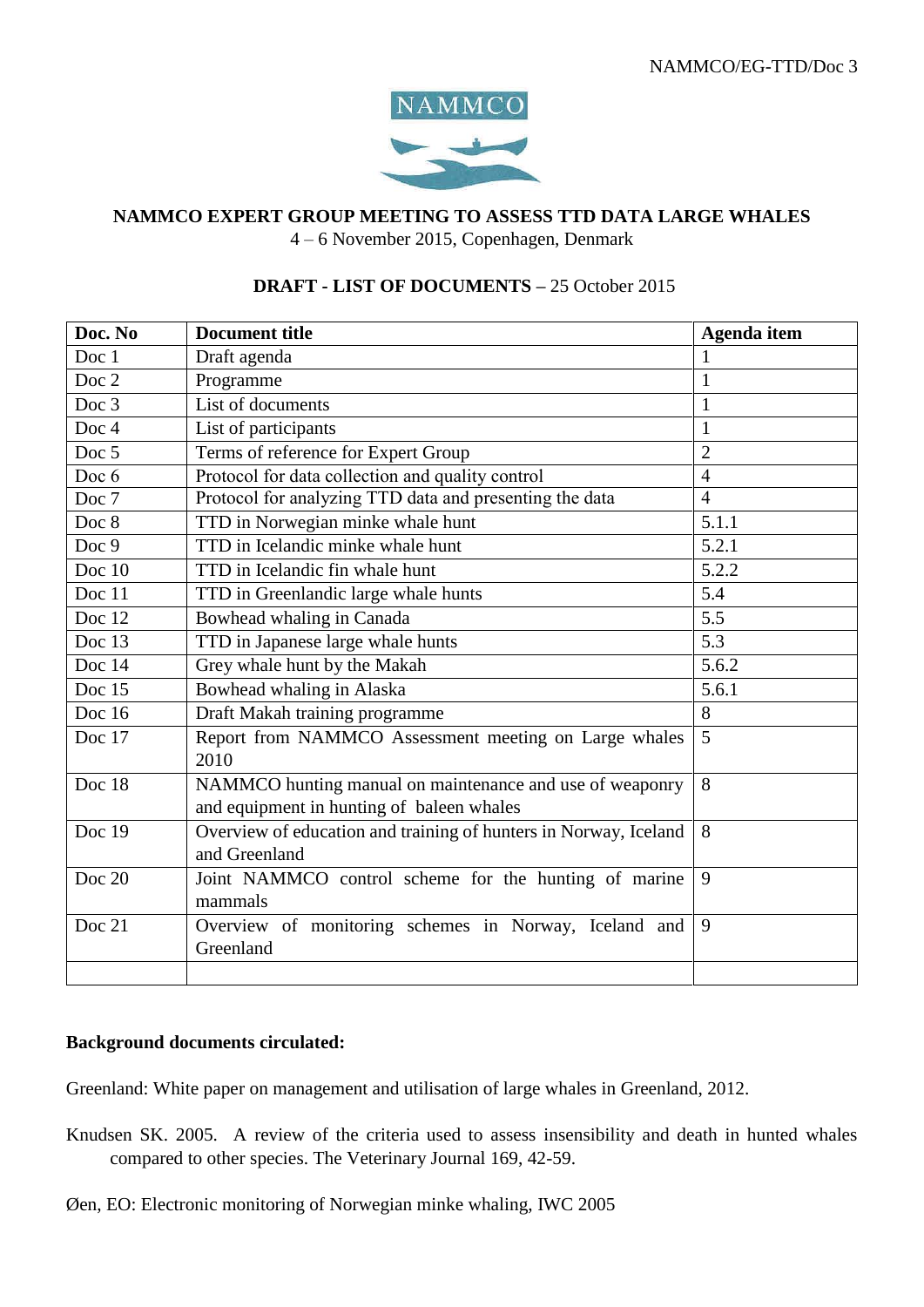NAMMCO/EG-TTD/Doc 3

NAMMCO

## NAMMCO EXPERT GROUP MEETING TO ASSESS TTD DATA LARGE WHALES

4 – 6 November 2015, Copenhagen, Denmark

### DRAFT - LIST OF DOCUMENTS – 25 October 2015

| Doc. No | Document title | Agenda item |
|---|---|---|
| Doc 1 | Draft agenda | 1 |
| Doc 2 | Programme | 1 |
| Doc 3 | List of documents | 1 |
| Doc 4 | List of participants | 1 |
| Doc 5 | Terms of reference for Expert Group | 2 |
| Doc 6 | Protocol for data collection and quality control | 4 |
| Doc 7 | Protocol for analyzing TTD data and presenting the data | 4 |
| Doc 8 | TTD in Norwegian minke whale hunt | 5.1.1 |
| Doc 9 | TTD in Icelandic minke whale hunt | 5.2.1 |
| Doc 10 | TTD in Icelandic fin whale hunt | 5.2.2 |
| Doc 11 | TTD in Greenlandic large whale hunts | 5.4 |
| Doc 12 | Bowhead whaling in Canada | 5.5 |
| Doc 13 | TTD in Japanese large whale hunts | 5.3 |
| Doc 14 | Grey whale hunt by the Makah | 5.6.2 |
| Doc 15 | Bowhead whaling in Alaska | 5.6.1 |
| Doc 16 | Draft Makah training programme | 8 |
| Doc 17 | Report from NAMMCO Assessment meeting on Large whales 2010 | 5 |
| Doc 18 | NAMMCO hunting manual on maintenance and use of weaponry and equipment in hunting of baleen whales | 8 |
| Doc 19 | Overview of education and training of hunters in Norway, Iceland and Greenland | 8 |
| Doc 20 | Joint NAMMCO control scheme for the hunting of marine mammals | 9 |
| Doc 21 | Overview of monitoring schemes in Norway, Iceland and Greenland | 9 |
| | | |

**Background documents circulated:**

Greenland: White paper on management and utilisation of large whales in Greenland, 2012.

Knudsen SK. 2005. A review of the criteria used to assess insensibility and death in hunted whales compared to other species. The Veterinary Journal 169, 42-59.

Øen, EO: Electronic monitoring of Norwegian minke whaling, IWC 2005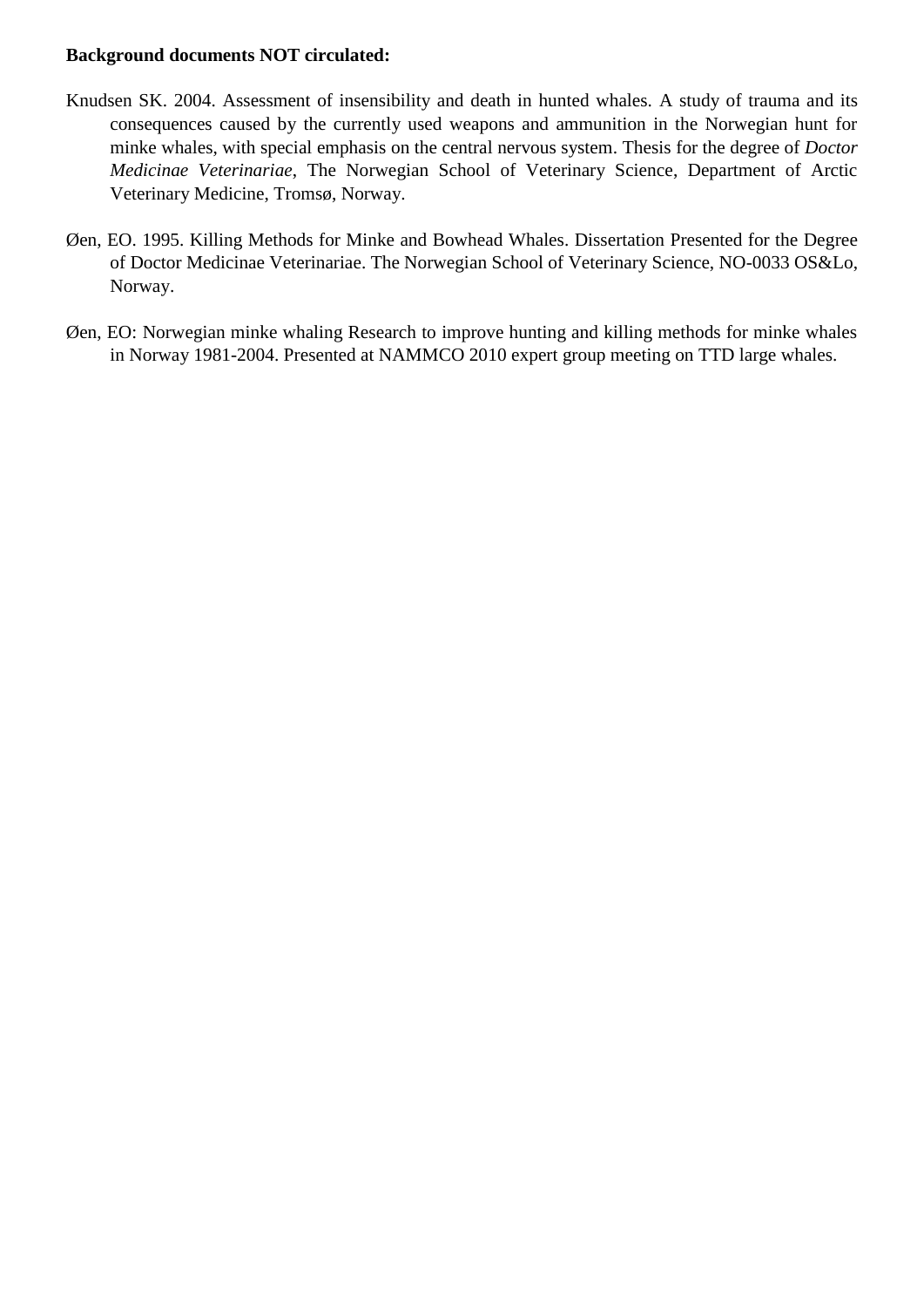**Background documents NOT circulated:**

Knudsen SK. 2004. Assessment of insensibility and death in hunted whales. A study of trauma and its consequences caused by the currently used weapons and ammunition in the Norwegian hunt for minke whales, with special emphasis on the central nervous system. Thesis for the degree of *Doctor Medicinae Veterinariae*, The Norwegian School of Veterinary Science, Department of Arctic Veterinary Medicine, Tromsø, Norway.

Øen, EO. 1995. Killing Methods for Minke and Bowhead Whales. Dissertation Presented for the Degree of Doctor Medicinae Veterinariae. The Norwegian School of Veterinary Science, NO-0033 OS&Lo, Norway.

Øen, EO: Norwegian minke whaling Research to improve hunting and killing methods for minke whales in Norway 1981-2004. Presented at NAMMCO 2010 expert group meeting on TTD large whales.